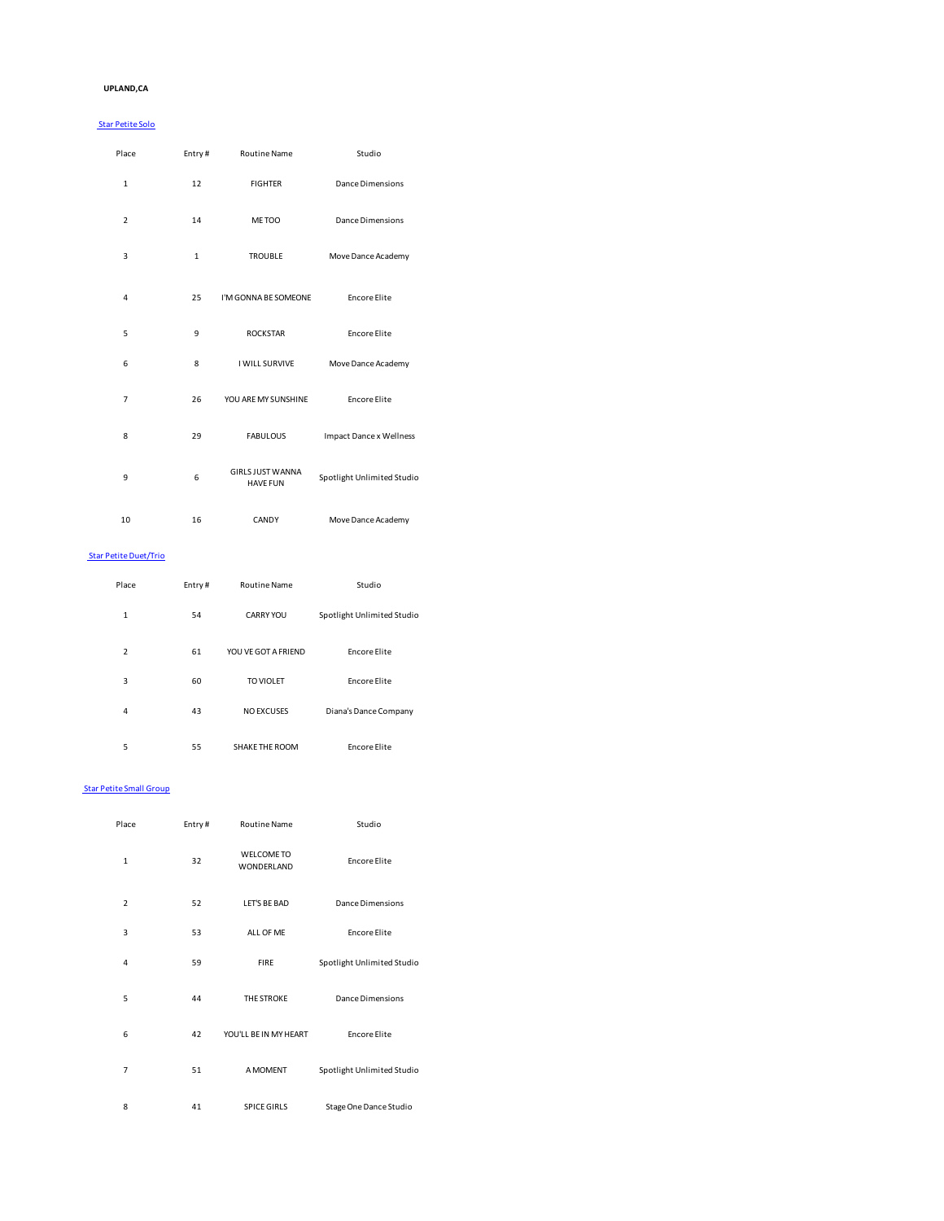**UPLAND,CA**

## Star Petite Solo

| Place | Entry # | Routine Name | Studio |
|---|---|---|---|
| 1 | 12 | FIGHTER | Dance Dimensions |
| 2 | 14 | ME TOO | Dance Dimensions |
| 3 | 1 | TROUBLE | Move Dance Academy |
| 4 | 25 | I'M GONNA BE SOMEONE | Encore Elite |
| 5 | 9 | ROCKSTAR | Encore Elite |
| 6 | 8 | I WILL SURVIVE | Move Dance Academy |
| 7 | 26 | YOU ARE MY SUNSHINE | Encore Elite |
| 8 | 29 | FABULOUS | Impact Dance x Wellness |
| 9 | 6 | GIRLS JUST WANNA HAVE FUN | Spotlight Unlimited Studio |
| 10 | 16 | CANDY | Move Dance Academy |

## Star Petite Duet/Trio

| Place | Entry # | Routine Name | Studio |
|---|---|---|---|
| 1 | 54 | CARRY YOU | Spotlight Unlimited Studio |
| 2 | 61 | YOU VE GOT A FRIEND | Encore Elite |
| 3 | 60 | TO VIOLET | Encore Elite |
| 4 | 43 | NO EXCUSES | Diana's Dance Company |
| 5 | 55 | SHAKE THE ROOM | Encore Elite |

## Star Petite Small Group

| Place | Entry # | Routine Name | Studio |
|---|---|---|---|
| 1 | 32 | WELCOME TO WONDERLAND | Encore Elite |
| 2 | 52 | LET'S BE BAD | Dance Dimensions |
| 3 | 53 | ALL OF ME | Encore Elite |
| 4 | 59 | FIRE | Spotlight Unlimited Studio |
| 5 | 44 | THE STROKE | Dance Dimensions |
| 6 | 42 | YOU'LL BE IN MY HEART | Encore Elite |
| 7 | 51 | A MOMENT | Spotlight Unlimited Studio |
| 8 | 41 | SPICE GIRLS | Stage One Dance Studio |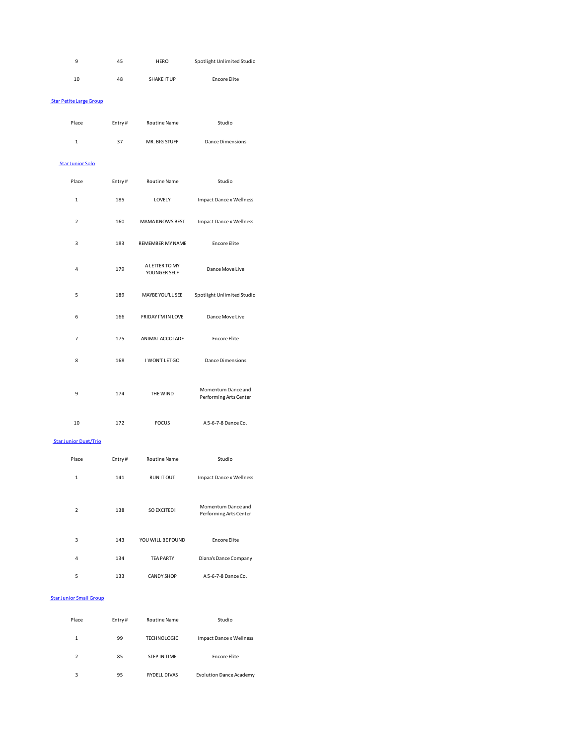| | | | |
|---|---|---|---|
| 9 | 45 | HERO | Spotlight Unlimited Studio |
| 10 | 48 | SHAKE IT UP | Encore Elite |

Star Petite Large Group

| Place | Entry # | Routine Name | Studio |
|---|---|---|---|
| 1 | 37 | MR. BIG STUFF | Dance Dimensions |

Star Junior Solo

| Place | Entry # | Routine Name | Studio |
|---|---|---|---|
| 1 | 185 | LOVELY | Impact Dance x Wellness |
| 2 | 160 | MAMA KNOWS BEST | Impact Dance x Wellness |
| 3 | 183 | REMEMBER MY NAME | Encore Elite |
| 4 | 179 | A LETTER TO MY YOUNGER SELF | Dance Move Live |
| 5 | 189 | MAYBE YOU'LL SEE | Spotlight Unlimited Studio |
| 6 | 166 | FRIDAY I'M IN LOVE | Dance Move Live |
| 7 | 175 | ANIMAL ACCOLADE | Encore Elite |
| 8 | 168 | I WON'T LET GO | Dance Dimensions |
| 9 | 174 | THE WIND | Momentum Dance and Performing Arts Center |
| 10 | 172 | FOCUS | A 5-6-7-8 Dance Co. |

Star Junior Duet/Trio

| Place | Entry # | Routine Name | Studio |
|---|---|---|---|
| 1 | 141 | RUN IT OUT | Impact Dance x Wellness |
| 2 | 138 | SO EXCITED! | Momentum Dance and Performing Arts Center |
| 3 | 143 | YOU WILL BE FOUND | Encore Elite |
| 4 | 134 | TEA PARTY | Diana's Dance Company |
| 5 | 133 | CANDY SHOP | A 5-6-7-8 Dance Co. |

Star Junior Small Group

| Place | Entry # | Routine Name | Studio |
|---|---|---|---|
| 1 | 99 | TECHNOLOGIC | Impact Dance x Wellness |
| 2 | 85 | STEP IN TIME | Encore Elite |
| 3 | 95 | RYDELL DIVAS | Evolution Dance Academy |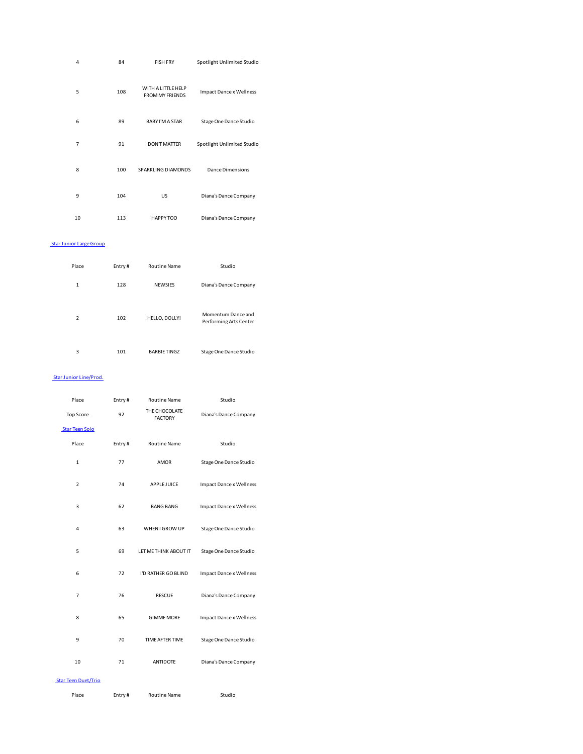| | | | |
|---|---|---|---|
| 4 | 84 | FISH FRY | Spotlight Unlimited Studio |
| 5 | 108 | WITH A LITTLE HELP FROM MY FRIENDS | Impact Dance x Wellness |
| 6 | 89 | BABY I'M A STAR | Stage One Dance Studio |
| 7 | 91 | DON'T MATTER | Spotlight Unlimited Studio |
| 8 | 100 | SPARKLING DIAMONDS | Dance Dimensions |
| 9 | 104 | US | Diana's Dance Company |
| 10 | 113 | HAPPY TOO | Diana's Dance Company |

Star Junior Large Group

| Place | Entry # | Routine Name | Studio |
|---|---|---|---|
| 1 | 128 | NEWSIES | Diana's Dance Company |
| 2 | 102 | HELLO, DOLLY! | Momentum Dance and Performing Arts Center |
| 3 | 101 | BARBIE TINGZ | Stage One Dance Studio |

Star Junior Line/Prod.

| Place | Entry # | Routine Name | Studio |
|---|---|---|---|
| Top Score | 92 | THE CHOCOLATE FACTORY | Diana's Dance Company |

Star Teen Solo

| Place | Entry # | Routine Name | Studio |
|---|---|---|---|
| 1 | 77 | AMOR | Stage One Dance Studio |
| 2 | 74 | APPLE JUICE | Impact Dance x Wellness |
| 3 | 62 | BANG BANG | Impact Dance x Wellness |
| 4 | 63 | WHEN I GROW UP | Stage One Dance Studio |
| 5 | 69 | LET ME THINK ABOUT IT | Stage One Dance Studio |
| 6 | 72 | I'D RATHER GO BLIND | Impact Dance x Wellness |
| 7 | 76 | RESCUE | Diana's Dance Company |
| 8 | 65 | GIMME MORE | Impact Dance x Wellness |
| 9 | 70 | TIME AFTER TIME | Stage One Dance Studio |
| 10 | 71 | ANTIDOTE | Diana's Dance Company |

Star Teen Duet/Trio

| Place | Entry # | Routine Name | Studio |
|---|---|---|---|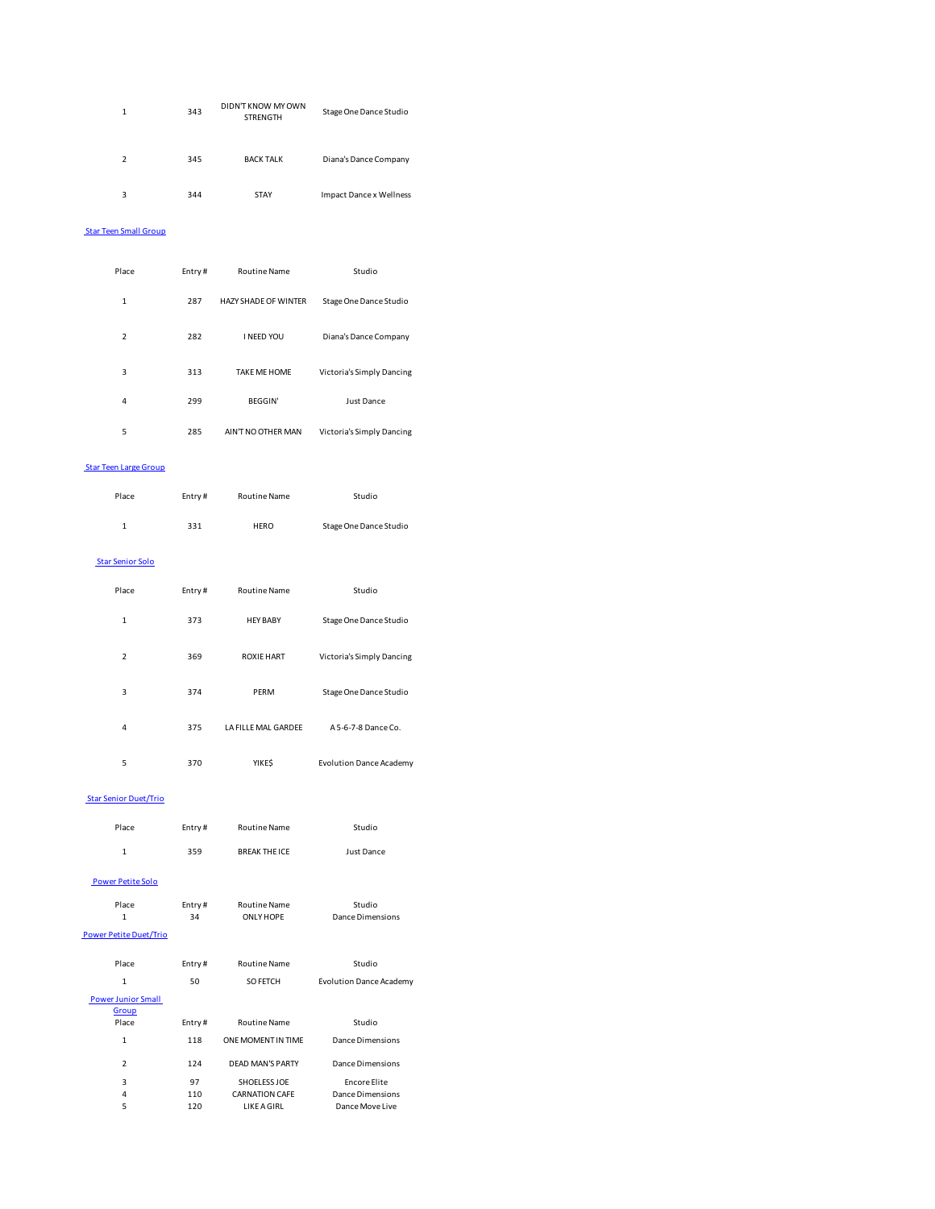| | | | |
|---|---|---|---|
| 1 | 343 | DIDN'T KNOW MY OWN STRENGTH | Stage One Dance Studio |
| 2 | 345 | BACK TALK | Diana's Dance Company |
| 3 | 344 | STAY | Impact Dance x Wellness |

Star Teen Small Group

| Place | Entry # | Routine Name | Studio |
|---|---|---|---|
| 1 | 287 | HAZY SHADE OF WINTER | Stage One Dance Studio |
| 2 | 282 | I NEED YOU | Diana's Dance Company |
| 3 | 313 | TAKE ME HOME | Victoria's Simply Dancing |
| 4 | 299 | BEGGIN' | Just Dance |
| 5 | 285 | AIN'T NO OTHER MAN | Victoria's Simply Dancing |

Star Teen Large Group

| Place | Entry # | Routine Name | Studio |
|---|---|---|---|
| 1 | 331 | HERO | Stage One Dance Studio |

Star Senior Solo

| Place | Entry # | Routine Name | Studio |
|---|---|---|---|
| 1 | 373 | HEY BABY | Stage One Dance Studio |
| 2 | 369 | ROXIE HART | Victoria's Simply Dancing |
| 3 | 374 | PERM | Stage One Dance Studio |
| 4 | 375 | LA FILLE MAL GARDEE | A 5-6-7-8 Dance Co. |
| 5 | 370 | YIKE$ | Evolution Dance Academy |

Star Senior Duet/Trio

| Place | Entry # | Routine Name | Studio |
|---|---|---|---|
| 1 | 359 | BREAK THE ICE | Just Dance |

Power Petite Solo

| Place | Entry # | Routine Name | Studio |
|---|---|---|---|
| 1 | 34 | ONLY HOPE | Dance Dimensions |

Power Petite Duet/Trio

| Place | Entry # | Routine Name | Studio |
|---|---|---|---|
| 1 | 50 | SO FETCH | Evolution Dance Academy |

Power Junior Small Group

| Place | Entry # | Routine Name | Studio |
|---|---|---|---|
| 1 | 118 | ONE MOMENT IN TIME | Dance Dimensions |
| 2 | 124 | DEAD MAN'S PARTY | Dance Dimensions |
| 3 | 97 | SHOELESS JOE | Encore Elite |
| 4 | 110 | CARNATION CAFE | Dance Dimensions |
| 5 | 120 | LIKE A GIRL | Dance Move Live |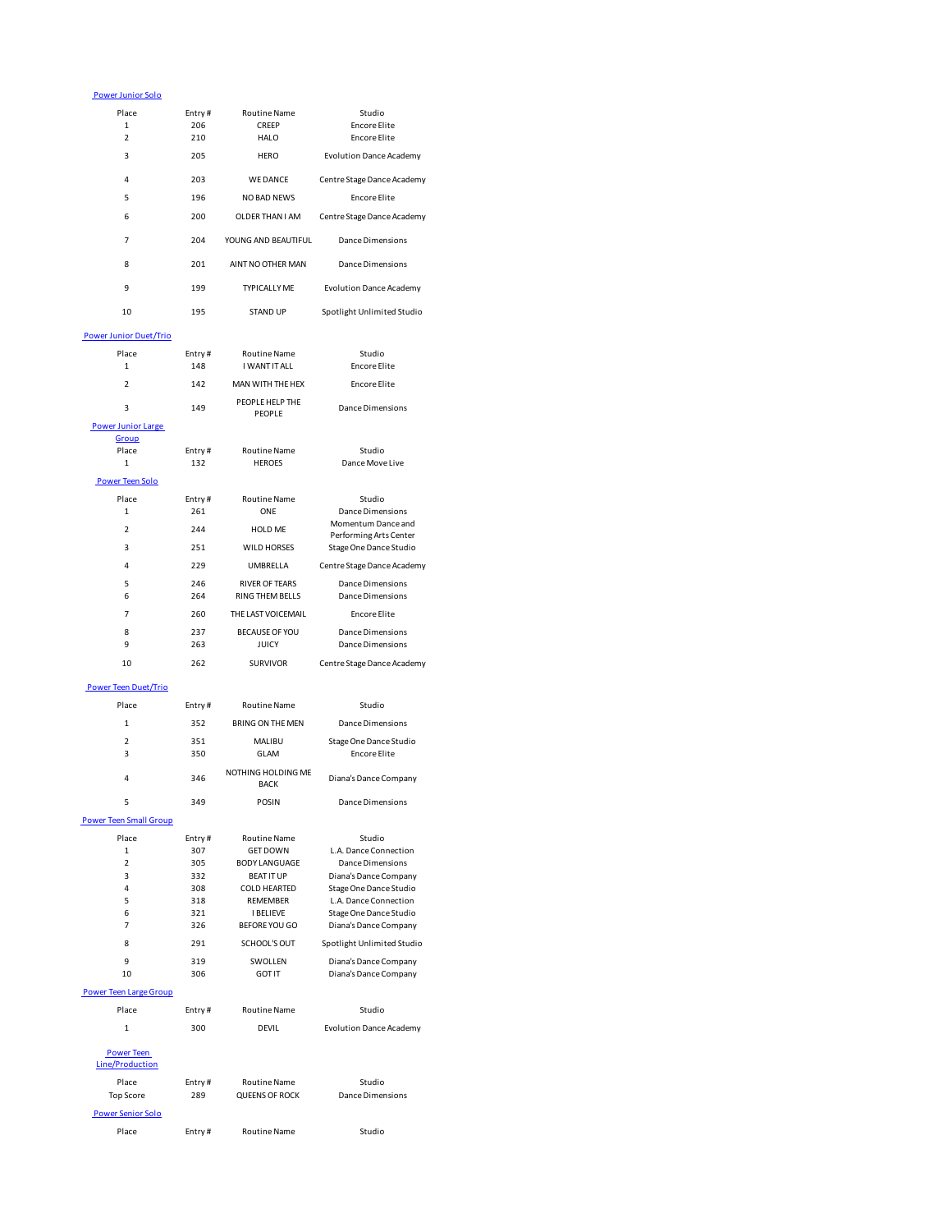## Power Junior Solo

| Place | Entry # | Routine Name | Studio |
|---|---|---|---|
| 1 | 206 | CREEP | Encore Elite |
| 2 | 210 | HALO | Encore Elite |
| 3 | 205 | HERO | Evolution Dance Academy |
| 4 | 203 | WE DANCE | Centre Stage Dance Academy |
| 5 | 196 | NO BAD NEWS | Encore Elite |
| 6 | 200 | OLDER THAN I AM | Centre Stage Dance Academy |
| 7 | 204 | YOUNG AND BEAUTIFUL | Dance Dimensions |
| 8 | 201 | AINT NO OTHER MAN | Dance Dimensions |
| 9 | 199 | TYPICALLY ME | Evolution Dance Academy |
| 10 | 195 | STAND UP | Spotlight Unlimited Studio |

## Power Junior Duet/Trio

| Place | Entry # | Routine Name | Studio |
|---|---|---|---|
| 1 | 148 | I WANT IT ALL | Encore Elite |
| 2 | 142 | MAN WITH THE HEX | Encore Elite |
| 3 | 149 | PEOPLE HELP THE PEOPLE | Dance Dimensions |

## Power Junior Large Group

| Place | Entry # | Routine Name | Studio |
|---|---|---|---|
| 1 | 132 | HEROES | Dance Move Live |

## Power Teen Solo

| Place | Entry # | Routine Name | Studio |
|---|---|---|---|
| 1 | 261 | ONE | Dance Dimensions |
| 2 | 244 | HOLD ME | Momentum Dance and Performing Arts Center |
| 3 | 251 | WILD HORSES | Stage One Dance Studio |
| 4 | 229 | UMBRELLA | Centre Stage Dance Academy |
| 5 | 246 | RIVER OF TEARS | Dance Dimensions |
| 6 | 264 | RING THEM BELLS | Dance Dimensions |
| 7 | 260 | THE LAST VOICEMAIL | Encore Elite |
| 8 | 237 | BECAUSE OF YOU | Dance Dimensions |
| 9 | 263 | JUICY | Dance Dimensions |
| 10 | 262 | SURVIVOR | Centre Stage Dance Academy |

## Power Teen Duet/Trio

| Place | Entry # | Routine Name | Studio |
|---|---|---|---|
| 1 | 352 | BRING ON THE MEN | Dance Dimensions |
| 2 | 351 | MALIBU | Stage One Dance Studio |
| 3 | 350 | GLAM | Encore Elite |
| 4 | 346 | NOTHING HOLDING ME BACK | Diana's Dance Company |
| 5 | 349 | POSIN | Dance Dimensions |

## Power Teen Small Group

| Place | Entry # | Routine Name | Studio |
|---|---|---|---|
| 1 | 307 | GET DOWN | L.A. Dance Connection |
| 2 | 305 | BODY LANGUAGE | Dance Dimensions |
| 3 | 332 | BEAT IT UP | Diana's Dance Company |
| 4 | 308 | COLD HEARTED | Stage One Dance Studio |
| 5 | 318 | REMEMBER | L.A. Dance Connection |
| 6 | 321 | I BELIEVE | Stage One Dance Studio |
| 7 | 326 | BEFORE YOU GO | Diana's Dance Company |
| 8 | 291 | SCHOOL'S OUT | Spotlight Unlimited Studio |
| 9 | 319 | SWOLLEN | Diana's Dance Company |
| 10 | 306 | GOT IT | Diana's Dance Company |

## Power Teen Large Group

| Place | Entry # | Routine Name | Studio |
|---|---|---|---|
| 1 | 300 | DEVIL | Evolution Dance Academy |

## Power Teen Line/Production

| Place | Entry # | Routine Name | Studio |
|---|---|---|---|
| Top Score | 289 | QUEENS OF ROCK | Dance Dimensions |

## Power Senior Solo

| Place | Entry # | Routine Name | Studio |
|---|---|---|---|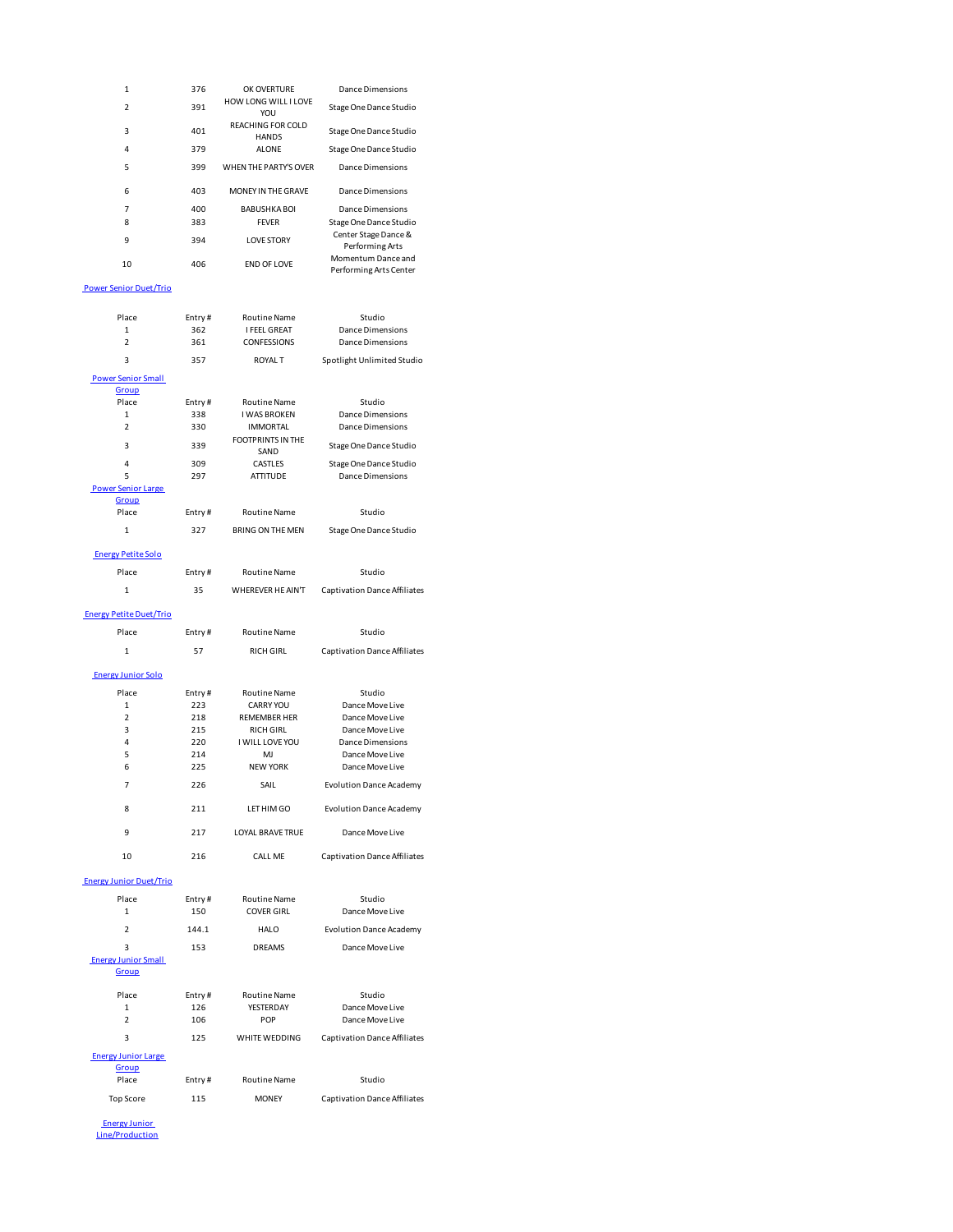| | | | |
|---|---|---|---|
| 1 | 376 | OK OVERTURE | Dance Dimensions |
| 2 | 391 | HOW LONG WILL I LOVE YOU | Stage One Dance Studio |
| 3 | 401 | REACHING FOR COLD HANDS | Stage One Dance Studio |
| 4 | 379 | ALONE | Stage One Dance Studio |
| 5 | 399 | WHEN THE PARTY'S OVER | Dance Dimensions |
| 6 | 403 | MONEY IN THE GRAVE | Dance Dimensions |
| 7 | 400 | BABUSHKA BOI | Dance Dimensions |
| 8 | 383 | FEVER | Stage One Dance Studio |
| 9 | 394 | LOVE STORY | Center Stage Dance & Performing Arts |
| 10 | 406 | END OF LOVE | Momentum Dance and Performing Arts Center |

Power Senior Duet/Trio

| Place | Entry # | Routine Name | Studio |
|---|---|---|---|
| 1 | 362 | I FEEL GREAT | Dance Dimensions |
| 2 | 361 | CONFESSIONS | Dance Dimensions |
| 3 | 357 | ROYAL T | Spotlight Unlimited Studio |

Power Senior Small Group

| Place | Entry # | Routine Name | Studio |
|---|---|---|---|
| 1 | 338 | I WAS BROKEN | Dance Dimensions |
| 2 | 330 | IMMORTAL | Dance Dimensions |
| 3 | 339 | FOOTPRINTS IN THE SAND | Stage One Dance Studio |
| 4 | 309 | CASTLES | Stage One Dance Studio |
| 5 | 297 | ATTITUDE | Dance Dimensions |

Power Senior Large Group

| Place | Entry # | Routine Name | Studio |
|---|---|---|---|
| 1 | 327 | BRING ON THE MEN | Stage One Dance Studio |

Energy Petite Solo

| Place | Entry # | Routine Name | Studio |
|---|---|---|---|
| 1 | 35 | WHEREVER HE AIN'T | Captivation Dance Affiliates |

Energy Petite Duet/Trio

| Place | Entry # | Routine Name | Studio |
|---|---|---|---|
| 1 | 57 | RICH GIRL | Captivation Dance Affiliates |

Energy Junior Solo

| Place | Entry # | Routine Name | Studio |
|---|---|---|---|
| 1 | 223 | CARRY YOU | Dance Move Live |
| 2 | 218 | REMEMBER HER | Dance Move Live |
| 3 | 215 | RICH GIRL | Dance Move Live |
| 4 | 220 | I WILL LOVE YOU | Dance Dimensions |
| 5 | 214 | MJ | Dance Move Live |
| 6 | 225 | NEW YORK | Dance Move Live |
| 7 | 226 | SAIL | Evolution Dance Academy |
| 8 | 211 | LET HIM GO | Evolution Dance Academy |
| 9 | 217 | LOYAL BRAVE TRUE | Dance Move Live |
| 10 | 216 | CALL ME | Captivation Dance Affiliates |

Energy Junior Duet/Trio

| Place | Entry # | Routine Name | Studio |
|---|---|---|---|
| 1 | 150 | COVER GIRL | Dance Move Live |
| 2 | 144.1 | HALO | Evolution Dance Academy |
| 3 | 153 | DREAMS | Dance Move Live |

Energy Junior Small Group

| Place | Entry # | Routine Name | Studio |
|---|---|---|---|
| 1 | 126 | YESTERDAY | Dance Move Live |
| 2 | 106 | POP | Dance Move Live |
| 3 | 125 | WHITE WEDDING | Captivation Dance Affiliates |

Energy Junior Large Group

| Place | Entry # | Routine Name | Studio |
|---|---|---|---|
| Top Score | 115 | MONEY | Captivation Dance Affiliates |

Energy Junior Line/Production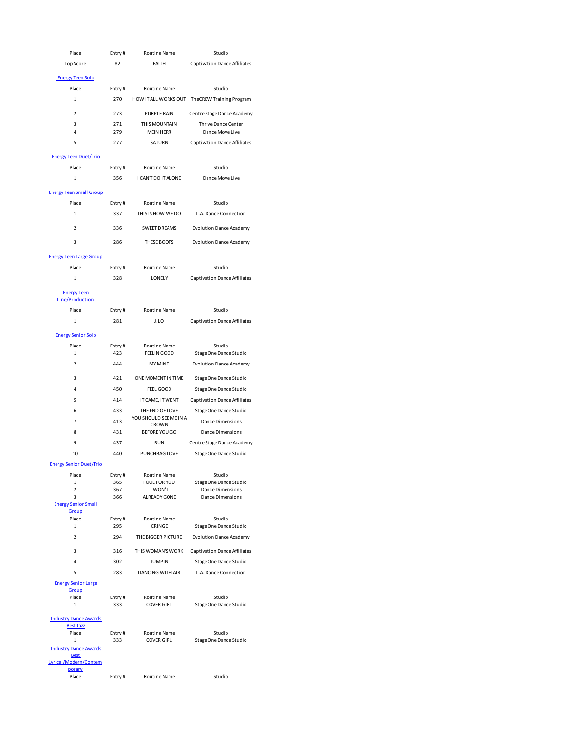| Place | Entry # | Routine Name | Studio |
|---|---|---|---|
| Top Score | 82 | FAITH | Captivation Dance Affiliates |

### Energy Teen Solo

| Place | Entry # | Routine Name | Studio |
|---|---|---|---|
| 1 | 270 | HOW IT ALL WORKS OUT | TheCREW Training Program |
| 2 | 273 | PURPLE RAIN | Centre Stage Dance Academy |
| 3 | 271 | THIS MOUNTAIN | Thrive Dance Center |
| 4 | 279 | MEIN HERR | Dance Move Live |
| 5 | 277 | SATURN | Captivation Dance Affiliates |

### Energy Teen Duet/Trio

| Place | Entry # | Routine Name | Studio |
|---|---|---|---|
| 1 | 356 | I CAN'T DO IT ALONE | Dance Move Live |

### Energy Teen Small Group

| Place | Entry # | Routine Name | Studio |
|---|---|---|---|
| 1 | 337 | THIS IS HOW WE DO | L.A. Dance Connection |
| 2 | 336 | SWEET DREAMS | Evolution Dance Academy |
| 3 | 286 | THESE BOOTS | Evolution Dance Academy |

### Energy Teen Large Group

| Place | Entry # | Routine Name | Studio |
|---|---|---|---|
| 1 | 328 | LONELY | Captivation Dance Affiliates |

### Energy Teen Line/Production

| Place | Entry # | Routine Name | Studio |
|---|---|---|---|
| 1 | 281 | J.LO | Captivation Dance Affiliates |

### Energy Senior Solo

| Place | Entry # | Routine Name | Studio |
|---|---|---|---|
| 1 | 423 | FEELIN GOOD | Stage One Dance Studio |
| 2 | 444 | MY MIND | Evolution Dance Academy |
| 3 | 421 | ONE MOMENT IN TIME | Stage One Dance Studio |
| 4 | 450 | FEEL GOOD | Stage One Dance Studio |
| 5 | 414 | IT CAME, IT WENT | Captivation Dance Affiliates |
| 6 | 433 | THE END OF LOVE | Stage One Dance Studio |
| 7 | 413 | YOU SHOULD SEE ME IN A CROWN | Dance Dimensions |
| 8 | 431 | BEFORE YOU GO | Dance Dimensions |
| 9 | 437 | RUN | Centre Stage Dance Academy |
| 10 | 440 | PUNCHBAG LOVE | Stage One Dance Studio |

### Energy Senior Duet/Trio

| Place | Entry # | Routine Name | Studio |
|---|---|---|---|
| 1 | 365 | FOOL FOR YOU | Stage One Dance Studio |
| 2 | 367 | I WON'T | Dance Dimensions |
| 3 | 366 | ALREADY GONE | Dance Dimensions |

### Energy Senior Small Group

| Place | Entry # | Routine Name | Studio |
|---|---|---|---|
| 1 | 295 | CRINGE | Stage One Dance Studio |
| 2 | 294 | THE BIGGER PICTURE | Evolution Dance Academy |
| 3 | 316 | THIS WOMAN'S WORK | Captivation Dance Affiliates |
| 4 | 302 | JUMPIN | Stage One Dance Studio |
| 5 | 283 | DANCING WITH AIR | L.A. Dance Connection |

### Energy Senior Large Group

| Place | Entry # | Routine Name | Studio |
|---|---|---|---|
| 1 | 333 | COVER GIRL | Stage One Dance Studio |

### Industry Dance Awards Best Jazz

| Place | Entry # | Routine Name | Studio |
|---|---|---|---|
| 1 | 333 | COVER GIRL | Stage One Dance Studio |

### Industry Dance Awards Best Lyrical/Modern/Contemporary

| Place | Entry # | Routine Name | Studio |
|---|---|---|---|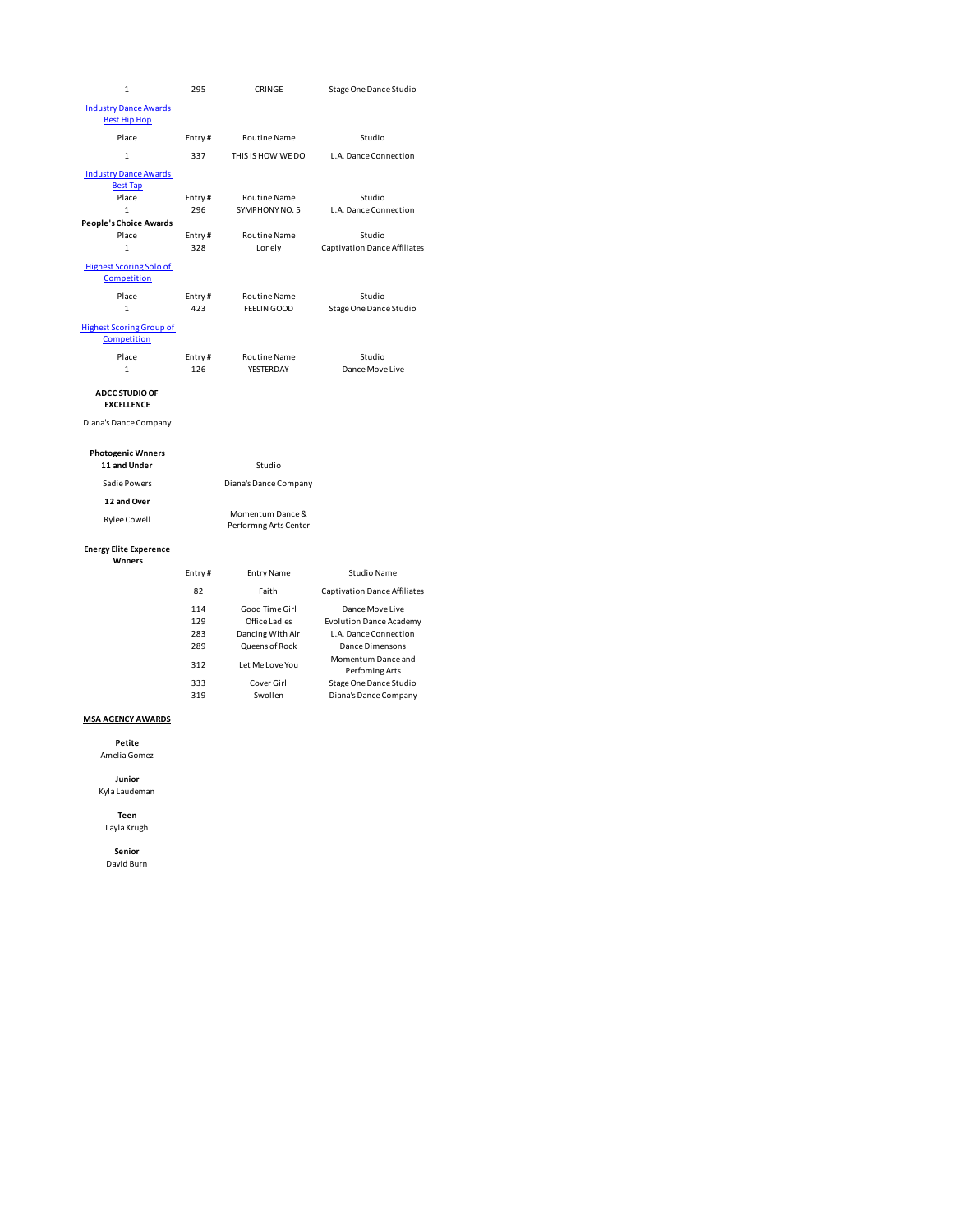| | | | |
|---|---|---|---|
| 1 | 295 | CRINGE | Stage One Dance Studio |

Industry Dance Awards
Best Hip Hop

| Place | Entry # | Routine Name | Studio |
|---|---|---|---|
| 1 | 337 | THIS IS HOW WE DO | L.A. Dance Connection |

Industry Dance Awards
Best Tap

| Place | Entry # | Routine Name | Studio |
|---|---|---|---|
| 1 | 296 | SYMPHONY NO. 5 | L.A. Dance Connection |

**People's Choice Awards**

| Place | Entry # | Routine Name | Studio |
|---|---|---|---|
| 1 | 328 | Lonely | Captivation Dance Affiliates |

Highest Scoring Solo of Competition

| Place | Entry # | Routine Name | Studio |
|---|---|---|---|
| 1 | 423 | FEELIN GOOD | Stage One Dance Studio |

Highest Scoring Group of Competition

| Place | Entry # | Routine Name | Studio |
|---|---|---|---|
| 1 | 126 | YESTERDAY | Dance Move Live |

**ADCC STUDIO OF EXCELLENCE**

Diana's Dance Company

**Photogenic Wnners**

| **11 and Under** | Studio |
|---|---|
| Sadie Powers | Diana's Dance Company |
| **12 and Over** | |
| Rylee Cowell | Momentum Dance & Performng Arts Center |

**Energy Elite Experence Wnners**

| Entry # | Entry Name | Studio Name |
|---|---|---|
| 82 | Faith | Captivation Dance Affiliates |
| 114 | Good Time Girl | Dance Move Live |
| 129 | Office Ladies | Evolution Dance Academy |
| 283 | Dancing With Air | L.A. Dance Connection |
| 289 | Queens of Rock | Dance Dimensons |
| 312 | Let Me Love You | Momentum Dance and Perfoming Arts |
| 333 | Cover Girl | Stage One Dance Studio |
| 319 | Swollen | Diana's Dance Company |

**MSA AGENCY AWARDS**

**Petite**
Amelia Gomez

**Junior**
Kyla Laudeman

**Teen**
Layla Krugh

**Senior**
David Burn